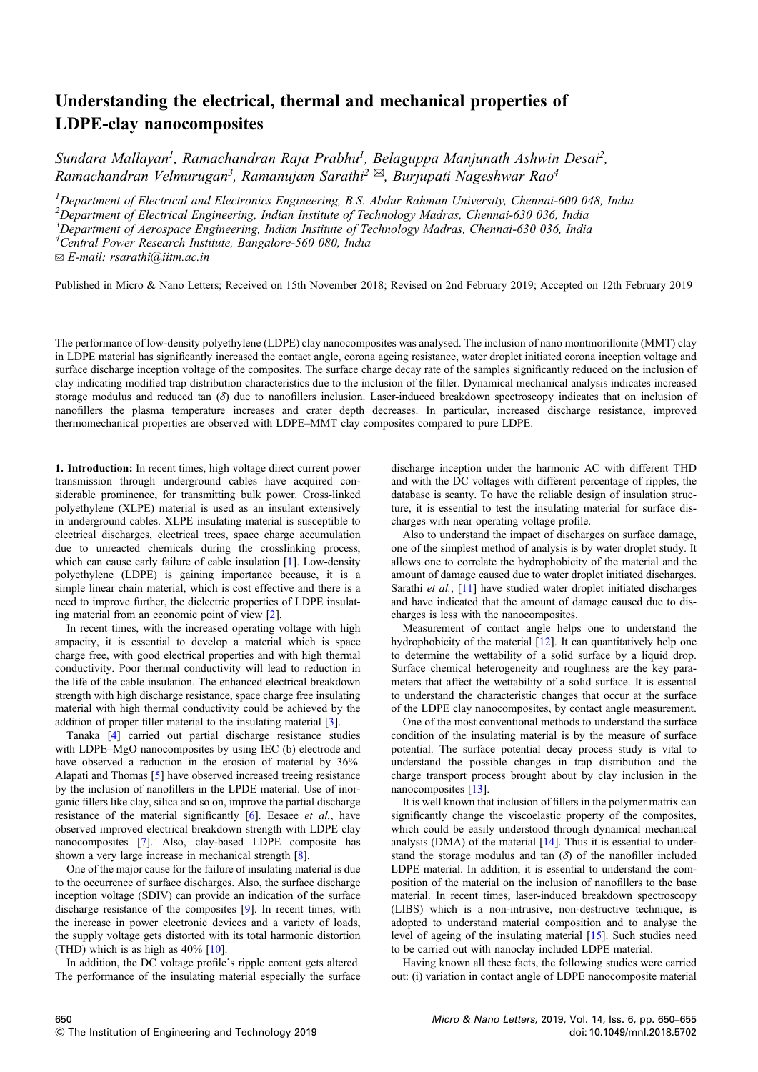# Understanding the electrical, thermal and mechanical properties of LDPE-clay nanocomposites

*Sundara Mallayan[1], Ramachandran Raja Prabhu[1], Belaguppa Manjunath Ashwin Desai[2], Ramachandran Velmurugan[3], Ramanujam Sarathi[2] ✉, Burjupati Nageshwar Rao[4]*

[1]*Department of Electrical and Electronics Engineering, B.S. Abdur Rahman University, Chennai-600 048, India*
[2]*Department of Electrical Engineering, Indian Institute of Technology Madras, Chennai-630 036, India*
[3]*Department of Aerospace Engineering, Indian Institute of Technology Madras, Chennai-630 036, India*
[4]*Central Power Research Institute, Bangalore-560 080, India*
✉ *E-mail: rsarathi@iitm.ac.in*

Published in Micro & Nano Letters; Received on 15th November 2018; Revised on 2nd February 2019; Accepted on 12th February 2019

The performance of low-density polyethylene (LDPE) clay nanocomposites was analysed. The inclusion of nano montmorillonite (MMT) clay in LDPE material has significantly increased the contact angle, corona ageing resistance, water droplet initiated corona inception voltage and surface discharge inception voltage of the composites. The surface charge decay rate of the samples significantly reduced on the inclusion of clay indicating modified trap distribution characteristics due to the inclusion of the filler. Dynamical mechanical analysis indicates increased storage modulus and reduced tan ($\delta$) due to nanofillers inclusion. Laser-induced breakdown spectroscopy indicates that on inclusion of nanofillers the plasma temperature increases and crater depth decreases. In particular, increased discharge resistance, improved thermomechanical properties are observed with LDPE–MMT clay composites compared to pure LDPE.

**1. Introduction:** In recent times, high voltage direct current power transmission through underground cables have acquired considerable prominence, for transmitting bulk power. Cross-linked polyethylene (XLPE) material is used as an insulant extensively in underground cables. XLPE insulating material is susceptible to electrical discharges, electrical trees, space charge accumulation due to unreacted chemicals during the crosslinking process, which can cause early failure of cable insulation [1]. Low-density polyethylene (LDPE) is gaining importance because, it is a simple linear chain material, which is cost effective and there is a need to improve further, the dielectric properties of LDPE insulating material from an economic point of view [2].

In recent times, with the increased operating voltage with high ampacity, it is essential to develop a material which is space charge free, with good electrical properties and with high thermal conductivity. Poor thermal conductivity will lead to reduction in the life of the cable insulation. The enhanced electrical breakdown strength with high discharge resistance, space charge free insulating material with high thermal conductivity could be achieved by the addition of proper filler material to the insulating material [3].

Tanaka [4] carried out partial discharge resistance studies with LDPE–MgO nanocomposites by using IEC (b) electrode and have observed a reduction in the erosion of material by 36%. Alapati and Thomas [5] have observed increased treeing resistance by the inclusion of nanofillers in the LPDE material. Use of inorganic fillers like clay, silica and so on, improve the partial discharge resistance of the material significantly [6]. Eesaee *et al.*, have observed improved electrical breakdown strength with LDPE clay nanocomposites [7]. Also, clay-based LDPE composite has shown a very large increase in mechanical strength [8].

One of the major cause for the failure of insulating material is due to the occurrence of surface discharges. Also, the surface discharge inception voltage (SDIV) can provide an indication of the surface discharge resistance of the composites [9]. In recent times, with the increase in power electronic devices and a variety of loads, the supply voltage gets distorted with its total harmonic distortion (THD) which is as high as 40% [10].

In addition, the DC voltage profile's ripple content gets altered. The performance of the insulating material especially the surface discharge inception under the harmonic AC with different THD and with the DC voltages with different percentage of ripples, the database is scanty. To have the reliable design of insulation structure, it is essential to test the insulating material for surface discharges with near operating voltage profile.

Also to understand the impact of discharges on surface damage, one of the simplest method of analysis is by water droplet study. It allows one to correlate the hydrophobicity of the material and the amount of damage caused due to water droplet initiated discharges. Sarathi *et al.*, [11] have studied water droplet initiated discharges and have indicated that the amount of damage caused due to discharges is less with the nanocomposites.

Measurement of contact angle helps one to understand the hydrophobicity of the material [12]. It can quantitatively help one to determine the wettability of a solid surface by a liquid drop. Surface chemical heterogeneity and roughness are the key parameters that affect the wettability of a solid surface. It is essential to understand the characteristic changes that occur at the surface of the LDPE clay nanocomposites, by contact angle measurement.

One of the most conventional methods to understand the surface condition of the insulating material is by the measure of surface potential. The surface potential decay process study is vital to understand the possible changes in trap distribution and the charge transport process brought about by clay inclusion in the nanocomposites [13].

It is well known that inclusion of fillers in the polymer matrix can significantly change the viscoelastic property of the composites, which could be easily understood through dynamical mechanical analysis (DMA) of the material [14]. Thus it is essential to understand the storage modulus and tan ($\delta$) of the nanofiller included LDPE material. In addition, it is essential to understand the composition of the material on the inclusion of nanofillers to the base material. In recent times, laser-induced breakdown spectroscopy (LIBS) which is a non-intrusive, non-destructive technique, is adopted to understand material composition and to analyse the level of ageing of the insulating material [15]. Such studies need to be carried out with nanoclay included LDPE material.

Having known all these facts, the following studies were carried out: (i) variation in contact angle of LDPE nanocomposite material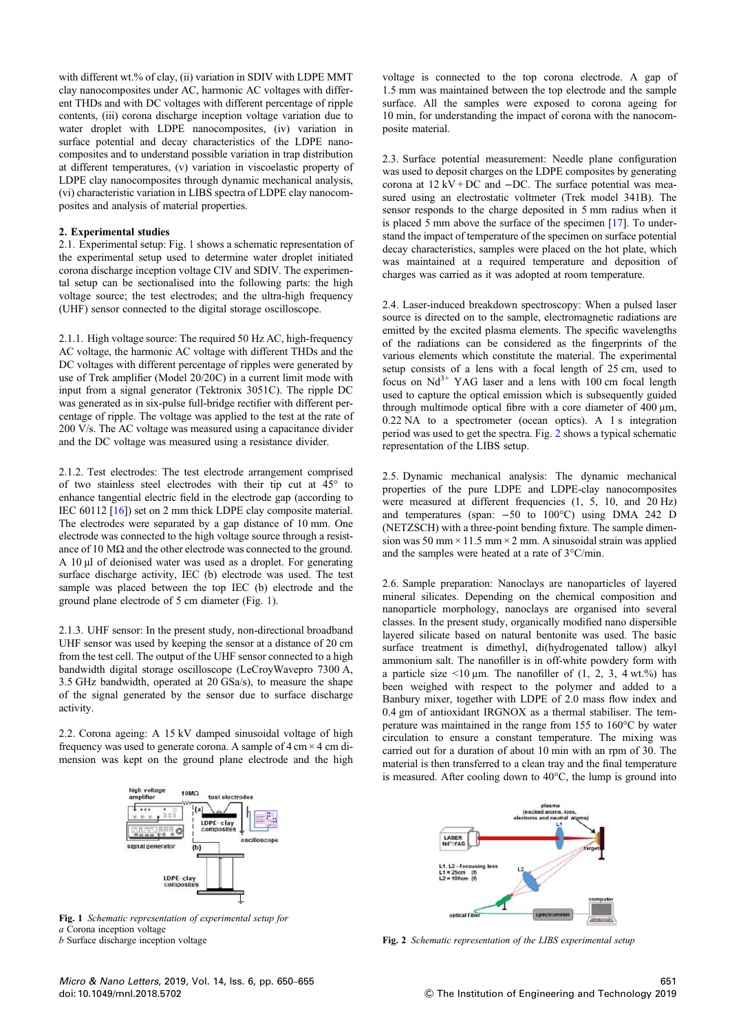with different wt.% of clay, (ii) variation in SDIV with LDPE MMT clay nanocomposites under AC, harmonic AC voltages with different THDs and with DC voltages with different percentage of ripple contents, (iii) corona discharge inception voltage variation due to water droplet with LDPE nanocomposites, (iv) variation in surface potential and decay characteristics of the LDPE nanocomposites and to understand possible variation in trap distribution at different temperatures, (v) variation in viscoelastic property of LDPE clay nanocomposites through dynamic mechanical analysis, (vi) characteristic variation in LIBS spectra of LDPE clay nanocomposites and analysis of material properties.

## 2. Experimental studies

2.1. Experimental setup: Fig. 1 shows a schematic representation of the experimental setup used to determine water droplet initiated corona discharge inception voltage CIV and SDIV. The experimental setup can be sectionalised into the following parts: the high voltage source; the test electrodes; and the ultra-high frequency (UHF) sensor connected to the digital storage oscilloscope.

2.1.1. High voltage source: The required 50 Hz AC, high-frequency AC voltage, the harmonic AC voltage with different THDs and the DC voltages with different percentage of ripples were generated by use of Trek amplifier (Model 20/20C) in a current limit mode with input from a signal generator (Tektronix 3051C). The ripple DC was generated as in six-pulse full-bridge rectifier with different percentage of ripple. The voltage was applied to the test at the rate of 200 V/s. The AC voltage was measured using a capacitance divider and the DC voltage was measured using a resistance divider.

2.1.2. Test electrodes: The test electrode arrangement comprised of two stainless steel electrodes with their tip cut at 45° to enhance tangential electric field in the electrode gap (according to IEC 60112 [16]) set on 2 mm thick LDPE clay composite material. The electrodes were separated by a gap distance of 10 mm. One electrode was connected to the high voltage source through a resistance of 10 MΩ and the other electrode was connected to the ground. A 10 µl of deionised water was used as a droplet. For generating surface discharge activity, IEC (b) electrode was used. The test sample was placed between the top IEC (b) electrode and the ground plane electrode of 5 cm diameter (Fig. 1).

2.1.3. UHF sensor: In the present study, non-directional broadband UHF sensor was used by keeping the sensor at a distance of 20 cm from the test cell. The output of the UHF sensor connected to a high bandwidth digital storage oscilloscope (LeCroyWavepro 7300 A, 3.5 GHz bandwidth, operated at 20 GSa/s), to measure the shape of the signal generated by the sensor due to surface discharge activity.

2.2. Corona ageing: A 15 kV damped sinusoidal voltage of high frequency was used to generate corona. A sample of 4 cm × 4 cm dimension was kept on the ground plane electrode and the high voltage is connected to the top corona electrode. A gap of 1.5 mm was maintained between the top electrode and the sample surface. All the samples were exposed to corona ageing for 10 min, for understanding the impact of corona with the nanocomposite material.

Fig. 1 *Schematic representation of experimental setup for*
*a* Corona inception voltage
*b* Surface discharge inception voltage

2.3. Surface potential measurement: Needle plane configuration was used to deposit charges on the LDPE composites by generating corona at 12 kV + DC and −DC. The surface potential was measured using an electrostatic voltmeter (Trek model 341B). The sensor responds to the charge deposited in 5 mm radius when it is placed 5 mm above the surface of the specimen [17]. To understand the impact of temperature of the specimen on surface potential decay characteristics, samples were placed on the hot plate, which was maintained at a required temperature and deposition of charges was carried as it was adopted at room temperature.

2.4. Laser-induced breakdown spectroscopy: When a pulsed laser source is directed on to the sample, electromagnetic radiations are emitted by the excited plasma elements. The specific wavelengths of the radiations can be considered as the fingerprints of the various elements which constitute the material. The experimental setup consists of a lens with a focal length of 25 cm, used to focus on $Nd^{3+}$ YAG laser and a lens with 100 cm focal length used to capture the optical emission which is subsequently guided through multimode optical fibre with a core diameter of 400 µm, 0.22 NA to a spectrometer (ocean optics). A 1 s integration period was used to get the spectra. Fig. 2 shows a typical schematic representation of the LIBS setup.

2.5. Dynamic mechanical analysis: The dynamic mechanical properties of the pure LDPE and LDPE-clay nanocomposites were measured at different frequencies (1, 5, 10, and 20 Hz) and temperatures (span: −50 to 100°C) using DMA 242 D (NETZSCH) with a three-point bending fixture. The sample dimension was 50 mm × 11.5 mm × 2 mm. A sinusoidal strain was applied and the samples were heated at a rate of 3°C/min.

2.6. Sample preparation: Nanoclays are nanoparticles of layered mineral silicates. Depending on the chemical composition and nanoparticle morphology, nanoclays are organised into several classes. In the present study, organically modified nano dispersible layered silicate based on natural bentonite was used. The basic surface treatment is dimethyl, di(hydrogenated tallow) alkyl ammonium salt. The nanofiller is in off-white powdery form with a particle size <10 µm. The nanofiller of (1, 2, 3, 4 wt.%) has been weighed with respect to the polymer and added to a Banbury mixer, together with LDPE of 2.0 mass flow index and 0.4 gm of antioxidant IRGNOX as a thermal stabiliser. The temperature was maintained in the range from 155 to 160°C by water circulation to ensure a constant temperature. The mixing was carried out for a duration of about 10 min with an rpm of 30. The material is then transferred to a clean tray and the final temperature is measured. After cooling down to 40°C, the lump is ground into

Fig. 2 *Schematic representation of the LIBS experimental setup*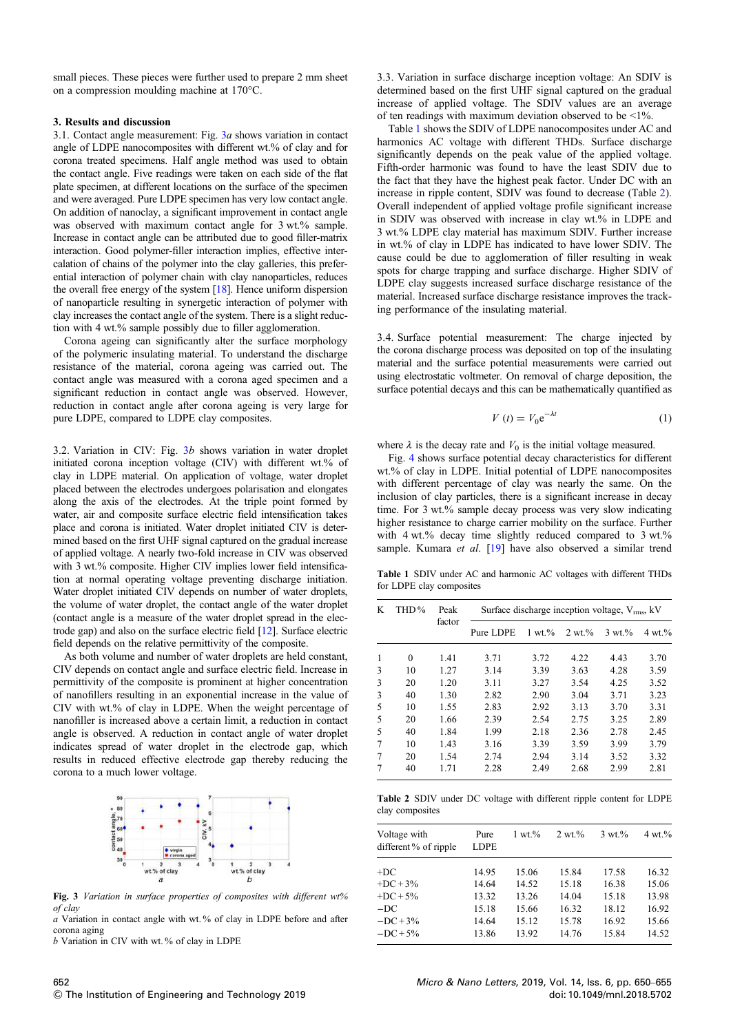small pieces. These pieces were further used to prepare 2 mm sheet on a compression moulding machine at 170°C.

### 3. Results and discussion

3.1. Contact angle measurement: Fig. 3*a* shows variation in contact angle of LDPE nanocomposites with different wt.% of clay and for corona treated specimens. Half angle method was used to obtain the contact angle. Five readings were taken on each side of the flat plate specimen, at different locations on the surface of the specimen and were averaged. Pure LDPE specimen has very low contact angle. On addition of nanoclay, a significant improvement in contact angle was observed with maximum contact angle for 3 wt.% sample. Increase in contact angle can be attributed due to good filler-matrix interaction. Good polymer-filler interaction implies, effective intercalation of chains of the polymer into the clay galleries, this preferential interaction of polymer chain with clay nanoparticles, reduces the overall free energy of the system [18]. Hence uniform dispersion of nanoparticle resulting in synergetic interaction of polymer with clay increases the contact angle of the system. There is a slight reduction with 4 wt.% sample possibly due to filler agglomeration.

Corona ageing can significantly alter the surface morphology of the polymeric insulating material. To understand the discharge resistance of the material, corona ageing was carried out. The contact angle was measured with a corona aged specimen and a significant reduction in contact angle was observed. However, reduction in contact angle after corona ageing is very large for pure LDPE, compared to LDPE clay composites.

3.2. Variation in CIV: Fig. 3*b* shows variation in water droplet initiated corona inception voltage (CIV) with different wt.% of clay in LDPE material. On application of voltage, water droplet placed between the electrodes undergoes polarisation and elongates along the axis of the electrodes. At the triple point formed by water, air and composite surface electric field intensification takes place and corona is initiated. Water droplet initiated CIV is determined based on the first UHF signal captured on the gradual increase of applied voltage. A nearly two-fold increase in CIV was observed with 3 wt.% composite. Higher CIV implies lower field intensification at normal operating voltage preventing discharge initiation. Water droplet initiated CIV depends on number of water droplets, the volume of water droplet, the contact angle of the water droplet (contact angle is a measure of the water droplet spread in the electrode gap) and also on the surface electric field [12]. Surface electric field depends on the relative permittivity of the composite.

As both volume and number of water droplets are held constant, CIV depends on contact angle and surface electric field. Increase in permittivity of the composite is prominent at higher concentration of nanofillers resulting in an exponential increase in the value of CIV with wt.% of clay in LDPE. When the weight percentage of nanofiller is increased above a certain limit, a reduction in contact angle is observed. A reduction in contact angle of water droplet indicates spread of water droplet in the electrode gap, which results in reduced effective electrode gap thereby reducing the corona to a much lower voltage.

**Fig. 3** *Variation in surface properties of composites with different wt% of clay*
*a* Variation in contact angle with wt.% of clay in LDPE before and after corona aging
*b* Variation in CIV with wt.% of clay in LDPE

3.3. Variation in surface discharge inception voltage: An SDIV is determined based on the first UHF signal captured on the gradual increase of applied voltage. The SDIV values are an average of ten readings with maximum deviation observed to be <1%.

Table 1 shows the SDIV of LDPE nanocomposites under AC and harmonics AC voltage with different THDs. Surface discharge significantly depends on the peak value of the applied voltage. Fifth-order harmonic was found to have the least SDIV due to the fact that they have the highest peak factor. Under DC with an increase in ripple content, SDIV was found to decrease (Table 2). Overall independent of applied voltage profile significant increase in SDIV was observed with increase in clay wt.% in LDPE and 3 wt.% LDPE clay material has maximum SDIV. Further increase in wt.% of clay in LDPE has indicated to have lower SDIV. The cause could be due to agglomeration of filler resulting in weak spots for charge trapping and surface discharge. Higher SDIV of LDPE clay suggests increased surface discharge resistance of the material. Increased surface discharge resistance improves the tracking performance of the insulating material.

3.4. Surface potential measurement: The charge injected by the corona discharge process was deposited on top of the insulating material and the surface potential measurements were carried out using electrostatic voltmeter. On removal of charge deposition, the surface potential decays and this can be mathematically quantified as

$$V(t) = V_0 e^{-\lambda t} \tag{1}$$

where $\lambda$ is the decay rate and $V_0$ is the initial voltage measured.

Fig. 4 shows surface potential decay characteristics for different wt.% of clay in LDPE. Initial potential of LDPE nanocomposites with different percentage of clay was nearly the same. On the inclusion of clay particles, there is a significant increase in decay time. For 3 wt.% sample decay process was very slow indicating higher resistance to charge carrier mobility on the surface. Further with 4 wt.% decay time slightly reduced compared to 3 wt.% sample. Kumara *et al*. [19] have also observed a similar trend

**Table 1** SDIV under AC and harmonic AC voltages with different THDs for LDPE clay composites

| K | THD% | Peak factor | Surface discharge inception voltage, $V_{rms}$, kV | | | | |
|---|---|---|---|---|---|---|---|
| | | | Pure LDPE | 1 wt.% | 2 wt.% | 3 wt.% | 4 wt.% |
| 1 | 0 | 1.41 | 3.71 | 3.72 | 4.22 | 4.43 | 3.70 |
| 3 | 10 | 1.27 | 3.14 | 3.39 | 3.63 | 4.28 | 3.59 |
| 3 | 20 | 1.20 | 3.11 | 3.27 | 3.54 | 4.25 | 3.52 |
| 3 | 40 | 1.30 | 2.82 | 2.90 | 3.04 | 3.71 | 3.23 |
| 5 | 10 | 1.55 | 2.83 | 2.92 | 3.13 | 3.70 | 3.31 |
| 5 | 20 | 1.66 | 2.39 | 2.54 | 2.75 | 3.25 | 2.89 |
| 5 | 40 | 1.84 | 1.99 | 2.18 | 2.36 | 2.78 | 2.45 |
| 7 | 10 | 1.43 | 3.16 | 3.39 | 3.59 | 3.99 | 3.79 |
| 7 | 20 | 1.54 | 2.74 | 2.94 | 3.14 | 3.52 | 3.32 |
| 7 | 40 | 1.71 | 2.28 | 2.49 | 2.68 | 2.99 | 2.81 |

**Table 2** SDIV under DC voltage with different ripple content for LDPE clay composites

| Voltage with different % of ripple | Pure LDPE | 1 wt.% | 2 wt.% | 3 wt.% | 4 wt.% |
|---|---|---|---|---|---|
| +DC | 14.95 | 15.06 | 15.84 | 17.58 | 16.32 |
| +DC + 3% | 14.64 | 14.52 | 15.18 | 16.38 | 15.06 |
| +DC + 5% | 13.32 | 13.26 | 14.04 | 15.18 | 13.98 |
| −DC | 15.18 | 15.66 | 16.32 | 18.12 | 16.92 |
| −DC + 3% | 14.64 | 15.12 | 15.78 | 16.92 | 15.66 |
| −DC + 5% | 13.86 | 13.92 | 14.76 | 15.84 | 14.52 |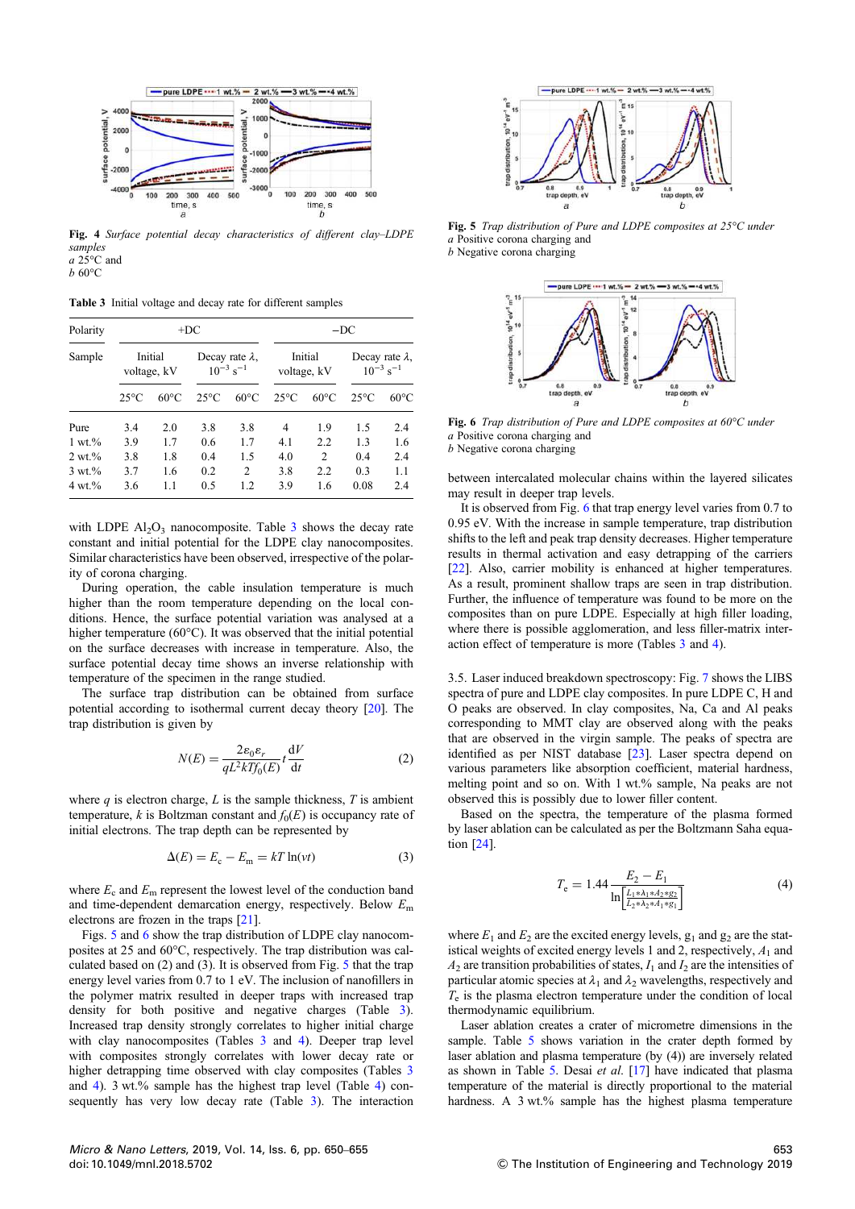Fig. 4 *Surface potential decay characteristics of different clay–LDPE samples*
*a* 25°C and
*b* 60°C

Table 3 Initial voltage and decay rate for different samples

| Polarity | +DC | | | | −DC | | | |
|---|---|---|---|---|---|---|---|---|
| Sample | Initial voltage, kV | | Decay rate λ, $10^{-3}$ s$^{-1}$ | | Initial voltage, kV | | Decay rate λ, $10^{-3}$ s$^{-1}$ | |
| | 25°C | 60°C | 25°C | 60°C | 25°C | 60°C | 25°C | 60°C |
| Pure | 3.4 | 2.0 | 3.8 | 3.8 | 4 | 1.9 | 1.5 | 2.4 |
| 1 wt.% | 3.9 | 1.7 | 0.6 | 1.7 | 4.1 | 2.2 | 1.3 | 1.6 |
| 2 wt.% | 3.8 | 1.8 | 0.4 | 1.5 | 4.0 | 2 | 0.4 | 2.4 |
| 3 wt.% | 3.7 | 1.6 | 0.2 | 2 | 3.8 | 2.2 | 0.3 | 1.1 |
| 4 wt.% | 3.6 | 1.1 | 0.5 | 1.2 | 3.9 | 1.6 | 0.08 | 2.4 |

with LDPE $Al_2O_3$ nanocomposite. Table 3 shows the decay rate constant and initial potential for the LDPE clay nanocomposites. Similar characteristics have been observed, irrespective of the polarity of corona charging.

During operation, the cable insulation temperature is much higher than the room temperature depending on the local conditions. Hence, the surface potential variation was analysed at a higher temperature (60°C). It was observed that the initial potential on the surface decreases with increase in temperature. Also, the surface potential decay time shows an inverse relationship with temperature of the specimen in the range studied.

The surface trap distribution can be obtained from surface potential according to isothermal current decay theory [20]. The trap distribution is given by

$$N(E) = \frac{2\varepsilon_0\varepsilon_r}{qL^2kTf_0(E)}t\frac{\mathrm{d}V}{\mathrm{d}t} \tag{2}$$

where $q$ is electron charge, $L$ is the sample thickness, $T$ is ambient temperature, $k$ is Boltzman constant and $f_0(E)$ is occupancy rate of initial electrons. The trap depth can be represented by

$$\Delta(E) = E_\mathrm{c} - E_\mathrm{m} = kT\ln(\nu t) \tag{3}$$

where $E_\mathrm{c}$ and $E_\mathrm{m}$ represent the lowest level of the conduction band and time-dependent demarcation energy, respectively. Below $E_\mathrm{m}$ electrons are frozen in the traps [21].

Figs. 5 and 6 show the trap distribution of LDPE clay nanocomposites at 25 and 60°C, respectively. The trap distribution was calculated based on (2) and (3). It is observed from Fig. 5 that the trap energy level varies from 0.7 to 1 eV. The inclusion of nanofillers in the polymer matrix resulted in deeper traps with increased trap density for both positive and negative charges (Table 3). Increased trap density strongly correlates to higher initial charge with clay nanocomposites (Tables 3 and 4). Deeper trap level with composites strongly correlates with lower decay rate or higher detrapping time observed with clay composites (Tables 3 and 4). 3 wt.% sample has the highest trap level (Table 4) consequently has very low decay rate (Table 3). The interaction between intercalated molecular chains within the layered silicates may result in deeper trap levels.

Fig. 5 *Trap distribution of Pure and LDPE composites at 25°C under*
*a* Positive corona charging and
*b* Negative corona charging

Fig. 6 *Trap distribution of Pure and LDPE composites at 60°C under*
*a* Positive corona charging and
*b* Negative corona charging

It is observed from Fig. 6 that trap energy level varies from 0.7 to 0.95 eV. With the increase in sample temperature, trap distribution shifts to the left and peak trap density decreases. Higher temperature results in thermal activation and easy detrapping of the carriers [22]. Also, carrier mobility is enhanced at higher temperatures. As a result, prominent shallow traps are seen in trap distribution. Further, the influence of temperature was found to be more on the composites than on pure LDPE. Especially at high filler loading, where there is possible agglomeration, and less filler-matrix interaction effect of temperature is more (Tables 3 and 4).

3.5. Laser induced breakdown spectroscopy: Fig. 7 shows the LIBS spectra of pure and LDPE clay composites. In pure LDPE C, H and O peaks are observed. In clay composites, Na, Ca and Al peaks corresponding to MMT clay are observed along with the peaks that are observed in the virgin sample. The peaks of spectra are identified as per NIST database [23]. Laser spectra depend on various parameters like absorption coefficient, material hardness, melting point and so on. With 1 wt.% sample, Na peaks are not observed this is possibly due to lower filler content.

Based on the spectra, the temperature of the plasma formed by laser ablation can be calculated as per the Boltzmann Saha equation [24].

$$T_\mathrm{e} = 1.44\frac{E_2 - E_1}{\ln\left[\frac{L_1 * \lambda_1 * A_2 * g_2}{L_2 * \lambda_2 * A_1 * g_1}\right]} \tag{4}$$

where $E_1$ and $E_2$ are the excited energy levels, $g_1$ and $g_2$ are the statistical weights of excited energy levels 1 and 2, respectively, $A_1$ and $A_2$ are transition probabilities of states, $I_1$ and $I_2$ are the intensities of particular atomic species at $\lambda_1$ and $\lambda_2$ wavelengths, respectively and $T_\mathrm{e}$ is the plasma electron temperature under the condition of local thermodynamic equilibrium.

Laser ablation creates a crater of micrometre dimensions in the sample. Table 5 shows variation in the crater depth formed by laser ablation and plasma temperature (by (4)) are inversely related as shown in Table 5. Desai *et al.* [17] have indicated that plasma temperature of the material is directly proportional to the material hardness. A 3 wt.% sample has the highest plasma temperature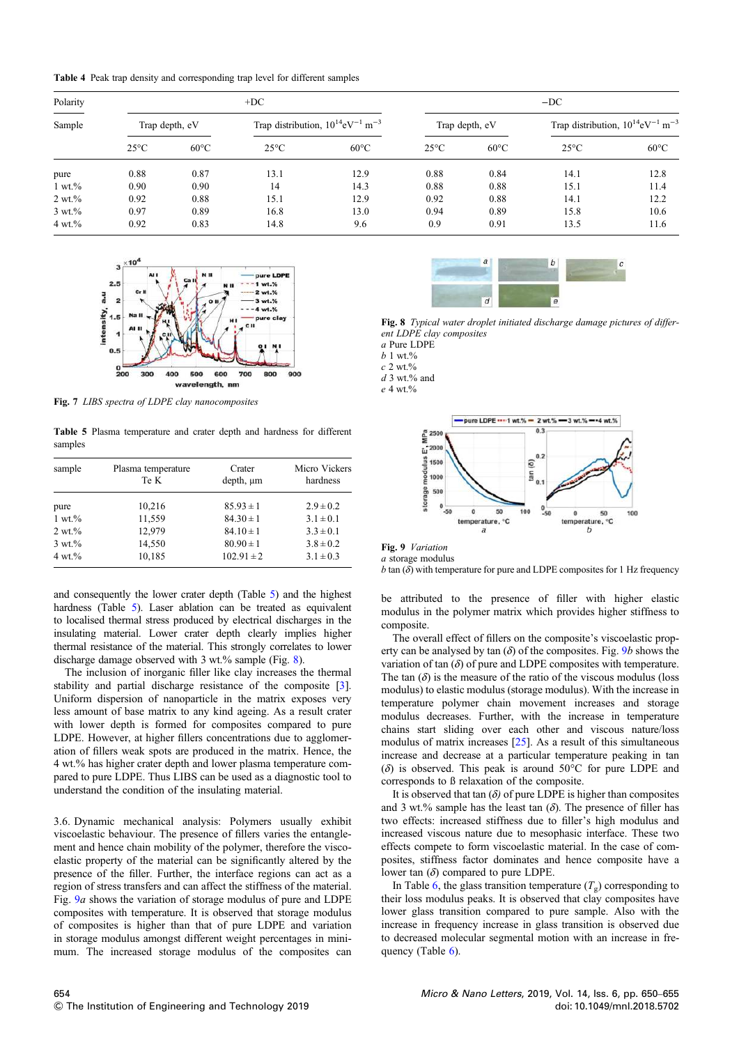**Table 4** Peak trap density and corresponding trap level for different samples

| Polarity | +DC | | | | −DC | | | |
|---|---|---|---|---|---|---|---|---|
| Sample | Trap depth, eV | | Trap distribution, $10^{14}$eV$^{-1}$ m$^{-3}$ | | Trap depth, eV | | Trap distribution, $10^{14}$eV$^{-1}$ m$^{-3}$ | |
| | 25°C | 60°C | 25°C | 60°C | 25°C | 60°C | 25°C | 60°C |
| pure | 0.88 | 0.87 | 13.1 | 12.9 | 0.88 | 0.84 | 14.1 | 12.8 |
| 1 wt.% | 0.90 | 0.90 | 14 | 14.3 | 0.88 | 0.88 | 15.1 | 11.4 |
| 2 wt.% | 0.92 | 0.88 | 15.1 | 12.9 | 0.92 | 0.88 | 14.1 | 12.2 |
| 3 wt.% | 0.97 | 0.89 | 16.8 | 13.0 | 0.94 | 0.89 | 15.8 | 10.6 |
| 4 wt.% | 0.92 | 0.83 | 14.8 | 9.6 | 0.9 | 0.91 | 13.5 | 11.6 |

**Fig. 7** *LIBS spectra of LDPE clay nanocomposites*

**Table 5** Plasma temperature and crater depth and hardness for different samples

| sample | Plasma temperature Te K | Crater depth, μm | Micro Vickers hardness |
|---|---|---|---|
| pure | 10,216 | 85.93 ± 1 | 2.9 ± 0.2 |
| 1 wt.% | 11,559 | 84.30 ± 1 | 3.1 ± 0.1 |
| 2 wt.% | 12,979 | 84.10 ± 1 | 3.3 ± 0.1 |
| 3 wt.% | 14,550 | 80.90 ± 1 | 3.8 ± 0.2 |
| 4 wt.% | 10,185 | 102.91 ± 2 | 3.1 ± 0.3 |

and consequently the lower crater depth (Table 5) and the highest hardness (Table 5). Laser ablation can be treated as equivalent to localised thermal stress produced by electrical discharges in the insulating material. Lower crater depth clearly implies higher thermal resistance of the material. This strongly correlates to lower discharge damage observed with 3 wt.% sample (Fig. 8).

The inclusion of inorganic filler like clay increases the thermal stability and partial discharge resistance of the composite [3]. Uniform dispersion of nanoparticle in the matrix exposes very less amount of base matrix to any kind ageing. As a result crater with lower depth is formed for composites compared to pure LDPE. However, at higher fillers concentrations due to agglomeration of fillers weak spots are produced in the matrix. Hence, the 4 wt.% has higher crater depth and lower plasma temperature compared to pure LDPE. Thus LIBS can be used as a diagnostic tool to understand the condition of the insulating material.

3.6. Dynamic mechanical analysis: Polymers usually exhibit viscoelastic behaviour. The presence of fillers varies the entanglement and hence chain mobility of the polymer, therefore the viscoelastic property of the material can be significantly altered by the presence of the filler. Further, the interface regions can act as a region of stress transfers and can affect the stiffness of the material. Fig. 9*a* shows the variation of storage modulus of pure and LDPE composites with temperature. It is observed that storage modulus of composites is higher than that of pure LDPE and variation in storage modulus amongst different weight percentages in minimum. The increased storage modulus of the composites can be attributed to the presence of filler with higher elastic modulus in the polymer matrix which provides higher stiffness to composite.

**Fig. 8** *Typical water droplet initiated discharge damage pictures of different LDPE clay composites*
*a* Pure LDPE
*b* 1 wt.%
*c* 2 wt.%
*d* 3 wt.% and
*e* 4 wt.%

**Fig. 9** *Variation*
*a* storage modulus
*b* tan (*δ*) with temperature for pure and LDPE composites for 1 Hz frequency

The overall effect of fillers on the composite's viscoelastic property can be analysed by tan (*δ*) of the composites. Fig. 9*b* shows the variation of tan (*δ*) of pure and LDPE composites with temperature. The tan (*δ*) is the measure of the ratio of the viscous modulus (loss modulus) to elastic modulus (storage modulus). With the increase in temperature polymer chain movement increases and storage modulus decreases. Further, with the increase in temperature chains start sliding over each other and viscous nature/loss modulus of matrix increases [25]. As a result of this simultaneous increase and decrease at a particular temperature peaking in tan (*δ*) is observed. This peak is around 50°C for pure LDPE and corresponds to ß relaxation of the composite.

It is observed that tan (*δ*) of pure LDPE is higher than composites and 3 wt.% sample has the least tan (*δ*). The presence of filler has two effects: increased stiffness due to filler's high modulus and increased viscous nature due to mesophasic interface. These two effects compete to form viscoelastic material. In the case of composites, stiffness factor dominates and hence composite have a lower tan (*δ*) compared to pure LDPE.

In Table 6, the glass transition temperature ($T_g$) corresponding to their loss modulus peaks. It is observed that clay composites have lower glass transition compared to pure sample. Also with the increase in frequency increase in glass transition is observed due to decreased molecular segmental motion with an increase in frequency (Table 6).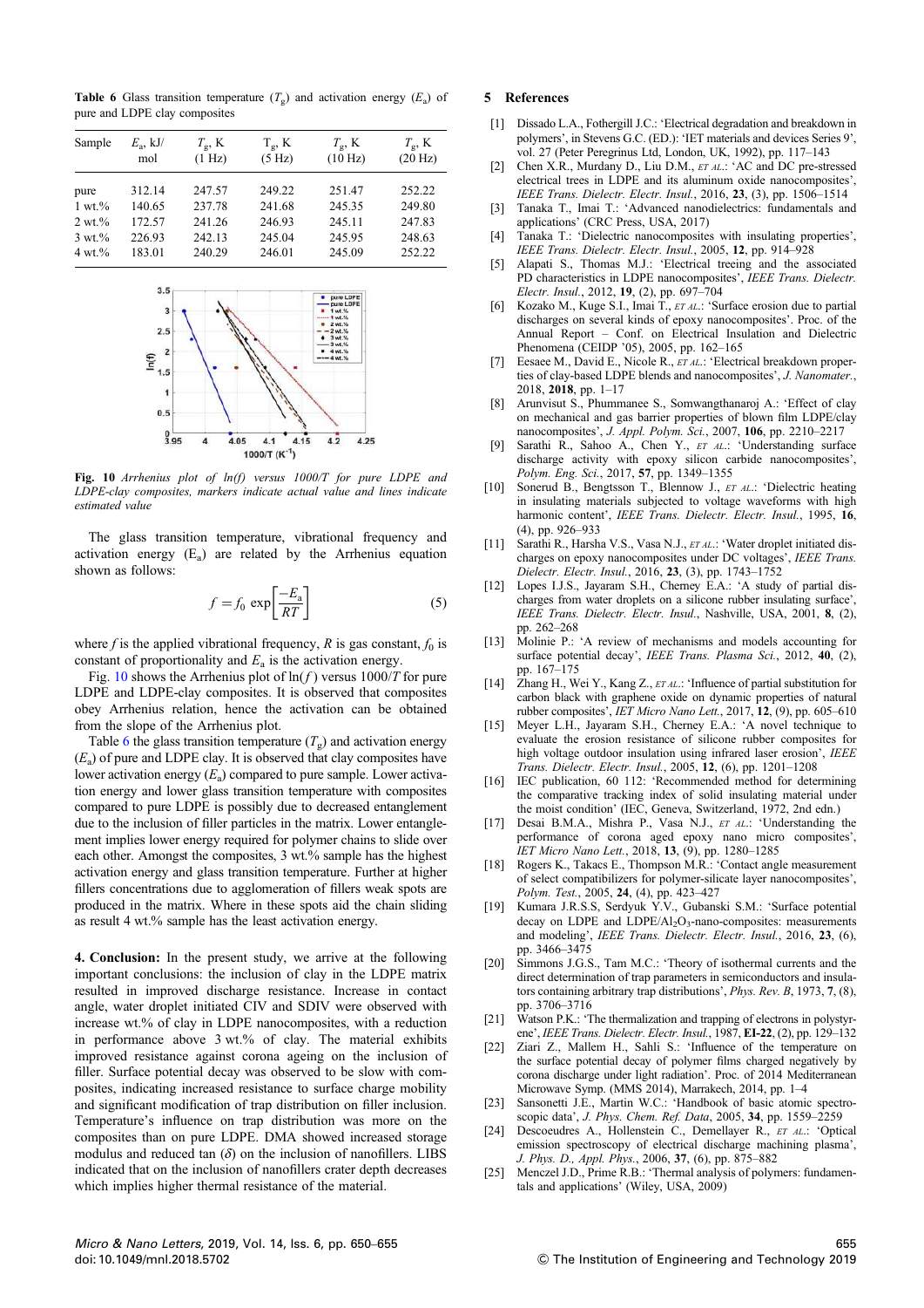**Table 6** Glass transition temperature ($T_g$) and activation energy ($E_a$) of pure and LDPE clay composites

| Sample | $E_a$, kJ/mol | $T_g$, K (1 Hz) | $T_g$, K (5 Hz) | $T_g$, K (10 Hz) | $T_g$, K (20 Hz) |
|---|---|---|---|---|---|
| pure | 312.14 | 247.57 | 249.22 | 251.47 | 252.22 |
| 1 wt.% | 140.65 | 237.78 | 241.68 | 245.35 | 249.80 |
| 2 wt.% | 172.57 | 241.26 | 246.93 | 245.11 | 247.83 |
| 3 wt.% | 226.93 | 242.13 | 245.04 | 245.95 | 248.63 |
| 4 wt.% | 183.01 | 240.29 | 246.01 | 245.09 | 252.22 |

ln(f)
1000/T (K$^{-1}$)
pure LDPE
pure LDPE
1 wt.%
1 wt.%
2 wt.%
2 wt.%
3 wt.%
3 wt.%
4 wt.%
4 wt.%

**Fig. 10** *Arrhenius plot of ln(f) versus 1000/T for pure LDPE and LDPE-clay composites, markers indicate actual value and lines indicate estimated value*

The glass transition temperature, vibrational frequency and activation energy ($E_a$) are related by the Arrhenius equation shown as follows:

$$f = f_0 \exp\left[\frac{-E_a}{RT}\right] \tag{5}$$

where $f$ is the applied vibrational frequency, $R$ is gas constant, $f_0$ is constant of proportionality and $E_a$ is the activation energy.

Fig. 10 shows the Arrhenius plot of ln($f$) versus 1000/$T$ for pure LDPE and LDPE-clay composites. It is observed that composites obey Arrhenius relation, hence the activation can be obtained from the slope of the Arrhenius plot.

Table 6 the glass transition temperature ($T_g$) and activation energy ($E_a$) of pure and LDPE clay. It is observed that clay composites have lower activation energy ($E_a$) compared to pure sample. Lower activation energy and lower glass transition temperature with composites compared to pure LDPE is possibly due to decreased entanglement due to the inclusion of filler particles in the matrix. Lower entanglement implies lower energy required for polymer chains to slide over each other. Amongst the composites, 3 wt.% sample has the highest activation energy and glass transition temperature. Further at higher fillers concentrations due to agglomeration of fillers weak spots are produced in the matrix. Where in these spots aid the chain sliding as result 4 wt.% sample has the least activation energy.

**4. Conclusion:** In the present study, we arrive at the following important conclusions: the inclusion of clay in the LDPE matrix resulted in improved discharge resistance. Increase in contact angle, water droplet initiated CIV and SDIV were observed with increase wt.% of clay in LDPE nanocomposites, with a reduction in performance above 3 wt.% of clay. The material exhibits improved resistance against corona ageing on the inclusion of filler. Surface potential decay was observed to be slow with composites, indicating increased resistance to surface charge mobility and significant modification of trap distribution on filler inclusion. Temperature's influence on trap distribution was more on the composites than on pure LDPE. DMA showed increased storage modulus and reduced tan ($\delta$) on the inclusion of nanofillers. LIBS indicated that on the inclusion of nanofillers crater depth decreases which implies higher thermal resistance of the material.

## 5 References

[1] Dissado L.A., Fothergill J.C.: 'Electrical degradation and breakdown in polymers', in Stevens G.C. (ED.): 'IET materials and devices Series 9', vol. 27 (Peter Peregrinus Ltd, London, UK, 1992), pp. 117–143

[2] Chen X.R., Murdany D., Liu D.M., *ET AL.*: 'AC and DC pre-stressed electrical trees in LDPE and its aluminum oxide nanocomposites', *IEEE Trans. Dielectr. Electr. Insul.*, 2016, **23**, (3), pp. 1506–1514

[3] Tanaka T., Imai T.: 'Advanced nanodielectrics: fundamentals and applications' (CRC Press, USA, 2017)

[4] Tanaka T.: 'Dielectric nanocomposites with insulating properties', *IEEE Trans. Dielectr. Electr. Insul.*, 2005, **12**, pp. 914–928

[5] Alapati S., Thomas M.J.: 'Electrical treeing and the associated PD characteristics in LDPE nanocomposites', *IEEE Trans. Dielectr. Electr. Insul.*, 2012, **19**, (2), pp. 697–704

[6] Kozako M., Kuge S.I., Imai T., *ET AL.*: 'Surface erosion due to partial discharges on several kinds of epoxy nanocomposites'. Proc. of the Annual Report – Conf. on Electrical Insulation and Dielectric Phenomena (CEIDP '05), 2005, pp. 162–165

[7] Eesaee M., David E., Nicole R., *ET AL.*: 'Electrical breakdown properties of clay-based LDPE blends and nanocomposites', *J. Nanomater.*, 2018, **2018**, pp. 1–17

[8] Arunvisut S., Phummanee S., Somwangthanaroj A.: 'Effect of clay on mechanical and gas barrier properties of blown film LDPE/clay nanocomposites', *J. Appl. Polym. Sci.*, 2007, **106**, pp. 2210–2217

[9] Sarathi R., Sahoo A., Chen Y., *ET AL.*: 'Understanding surface discharge activity with epoxy silicon carbide nanocomposites', *Polym. Eng. Sci.*, 2017, **57**, pp. 1349–1355

[10] Sonerud B., Bengtsson T., Blennow J., *ET AL.*: 'Dielectric heating in insulating materials subjected to voltage waveforms with high harmonic content', *IEEE Trans. Dielectr. Electr. Insul.*, 1995, **16**, (4), pp. 926–933

[11] Sarathi R., Harsha V.S., Vasa N.J., *ET AL.*: 'Water droplet initiated discharges on epoxy nanocomposites under DC voltages', *IEEE Trans. Dielectr. Electr. Insul.*, 2016, **23**, (3), pp. 1743–1752

[12] Lopes I.J.S., Jayaram S.H., Cherney E.A.: 'A study of partial discharges from water droplets on a silicone rubber insulating surface', *IEEE Trans. Dielectr. Electr. Insul.*, Nashville, USA, 2001, **8**, (2), pp. 262–268

[13] Molinie P.: 'A review of mechanisms and models accounting for surface potential decay', *IEEE Trans. Plasma Sci.*, 2012, **40**, (2), pp. 167–175

[14] Zhang H., Wei Y., Kang Z., *ET AL.*: 'Influence of partial substitution for carbon black with graphene oxide on dynamic properties of natural rubber composites', *IET Micro Nano Lett.*, 2017, **12**, (9), pp. 605–610

[15] Meyer L.H., Jayaram S.H., Cherney E.A.: 'A novel technique to evaluate the erosion resistance of silicone rubber composites for high voltage outdoor insulation using infrared laser erosion', *IEEE Trans. Dielectr. Electr. Insul.*, 2005, **12**, (6), pp. 1201–1208

[16] IEC publication, 60 112: 'Recommended method for determining the comparative tracking index of solid insulating material under the moist condition' (IEC, Geneva, Switzerland, 1972, 2nd edn.)

[17] Desai B.M.A., Mishra P., Vasa N.J., *ET AL.*: 'Understanding the performance of corona aged epoxy nano micro composites', *IET Micro Nano Lett.*, 2018, **13**, (9), pp. 1280–1285

[18] Rogers K., Takacs E., Thompson M.R.: 'Contact angle measurement of select compatibilizers for polymer-silicate layer nanocomposites', *Polym. Test.*, 2005, **24**, (4), pp. 423–427

[19] Kumara J.R.S.S, Serdyuk Y.V., Gubanski S.M.: 'Surface potential decay on LDPE and LDPE/$Al_2O_3$-nano-composites: measurements and modeling', *IEEE Trans. Dielectr. Electr. Insul.*, 2016, **23**, (6), pp. 3466–3475

[20] Simmons J.G.S., Tam M.C.: 'Theory of isothermal currents and the direct determination of trap parameters in semiconductors and insulators containing arbitrary trap distributions', *Phys. Rev. B*, 1973, **7**, (8), pp. 3706–3716

[21] Watson P.K.: 'The thermalization and trapping of electrons in polystyrene', *IEEE Trans. Dielectr. Electr. Insul.*, 1987, **EI-22**, (2), pp. 129–132

[22] Ziari Z., Mallem H., Sahli S.: 'Influence of the temperature on the surface potential decay of polymer films charged negatively by corona discharge under light radiation'. Proc. of 2014 Mediterranean Microwave Symp. (MMS 2014), Marrakech, 2014, pp. 1–4

[23] Sansonetti J.E., Martin W.C.: 'Handbook of basic atomic spectroscopic data', *J. Phys. Chem. Ref. Data*, 2005, **34**, pp. 1559–2259

[24] Descoeudres A., Hollenstein C., Demellayer R., *ET AL.*: 'Optical emission spectroscopy of electrical discharge machining plasma', *J. Phys. D., Appl. Phys.*, 2006, **37**, (6), pp. 875–882

[25] Menczel J.D., Prime R.B.: 'Thermal analysis of polymers: fundamentals and applications' (Wiley, USA, 2009)